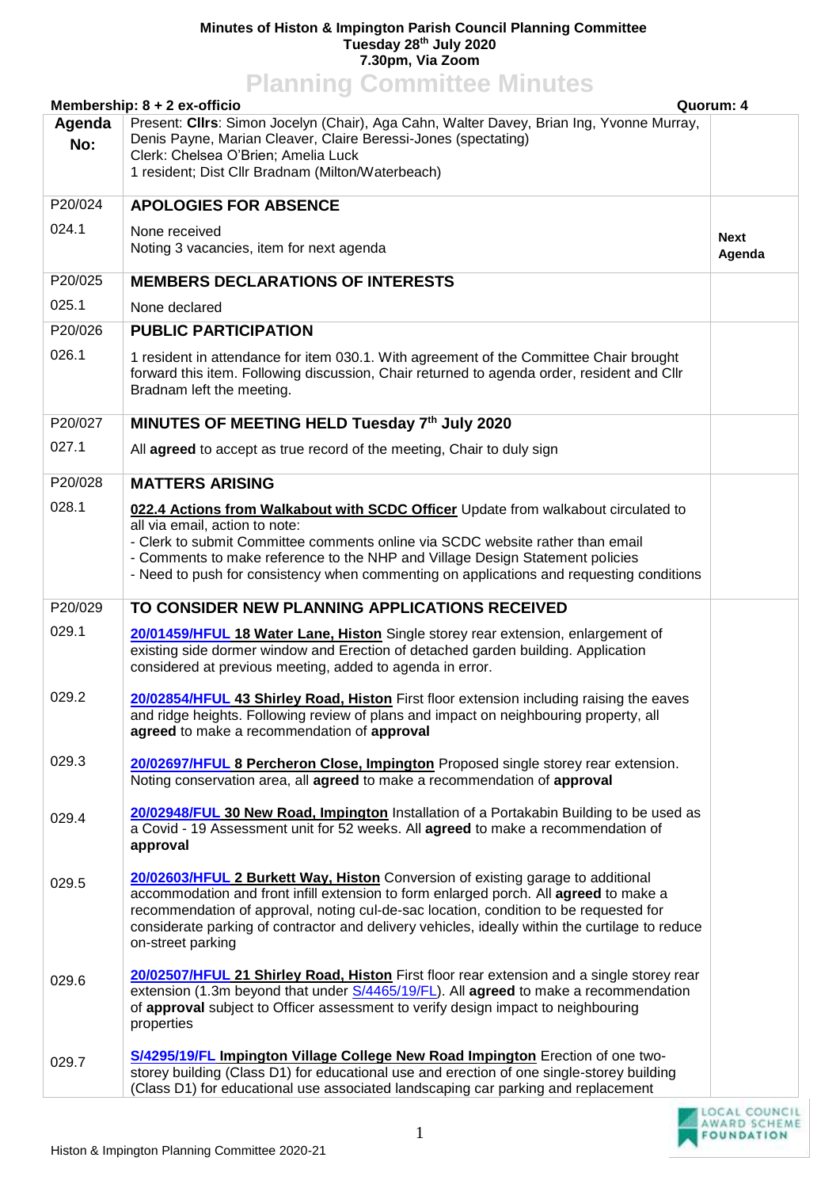**Minutes of Histon & Impington Parish Council Planning Committee**
**Tuesday 28th July 2020**
**7.30pm, Via Zoom**

# Planning Committee Minutes

**Membership: 8 + 2 ex-officio** | **Quorum: 4**

| Agenda No: | Present: **Cllrs**: Simon Jocelyn (Chair), Aga Cahn, Walter Davey, Brian Ing, Yvonne Murray, Denis Payne, Marian Cleaver, Claire Beressi-Jones (spectating)<br>Clerk: Chelsea O'Brien; Amelia Luck<br>1 resident; Dist Cllr Bradnam (Milton/Waterbeach) | |
|---|---|---|
| P20/024 | **APOLOGIES FOR ABSENCE** | |
| 024.1 | None received<br>Noting 3 vacancies, item for next agenda | **Next Agenda** |
| P20/025 | **MEMBERS DECLARATIONS OF INTERESTS** | |
| 025.1 | None declared | |
| P20/026 | **PUBLIC PARTICIPATION** | |
| 026.1 | 1 resident in attendance for item 030.1. With agreement of the Committee Chair brought forward this item. Following discussion, Chair returned to agenda order, resident and Cllr Bradnam left the meeting. | |
| P20/027 | **MINUTES OF MEETING HELD Tuesday 7th July 2020** | |
| 027.1 | All **agreed** to accept as true record of the meeting, Chair to duly sign | |
| P20/028 | **MATTERS ARISING** | |
| 028.1 | **022.4 Actions from Walkabout with SCDC Officer** Update from walkabout circulated to all via email, action to note:<br>- Clerk to submit Committee comments online via SCDC website rather than email<br>- Comments to make reference to the NHP and Village Design Statement policies<br>- Need to push for consistency when commenting on applications and requesting conditions | |
| P20/029 | **TO CONSIDER NEW PLANNING APPLICATIONS RECEIVED** | |
| 029.1 | **20/01459/HFUL 18 Water Lane, Histon** Single storey rear extension, enlargement of existing side dormer window and Erection of detached garden building. Application considered at previous meeting, added to agenda in error. | |
| 029.2 | **20/02854/HFUL 43 Shirley Road, Histon** First floor extension including raising the eaves and ridge heights. Following review of plans and impact on neighbouring property, all **agreed** to make a recommendation of **approval** | |
| 029.3 | **20/02697/HFUL 8 Percheron Close, Impington** Proposed single storey rear extension. Noting conservation area, all **agreed** to make a recommendation of **approval** | |
| 029.4 | **20/02948/FUL 30 New Road, Impington** Installation of a Portakabin Building to be used as a Covid - 19 Assessment unit for 52 weeks. All **agreed** to make a recommendation of **approval** | |
| 029.5 | **20/02603/HFUL 2 Burkett Way, Histon** Conversion of existing garage to additional accommodation and front infill extension to form enlarged porch. All **agreed** to make a recommendation of approval, noting cul-de-sac location, condition to be requested for considerate parking of contractor and delivery vehicles, ideally within the curtilage to reduce on-street parking | |
| 029.6 | **20/02507/HFUL 21 Shirley Road, Histon** First floor rear extension and a single storey rear extension (1.3m beyond that under S/4465/19/FL). All **agreed** to make a recommendation of **approval** subject to Officer assessment to verify design impact to neighbouring properties | |
| 029.7 | **S/4295/19/FL Impington Village College New Road Impington** Erection of one two-storey building (Class D1) for educational use and erection of one single-storey building (Class D1) for educational use associated landscaping car parking and replacement | |

Histon & Impington Planning Committee 2020-21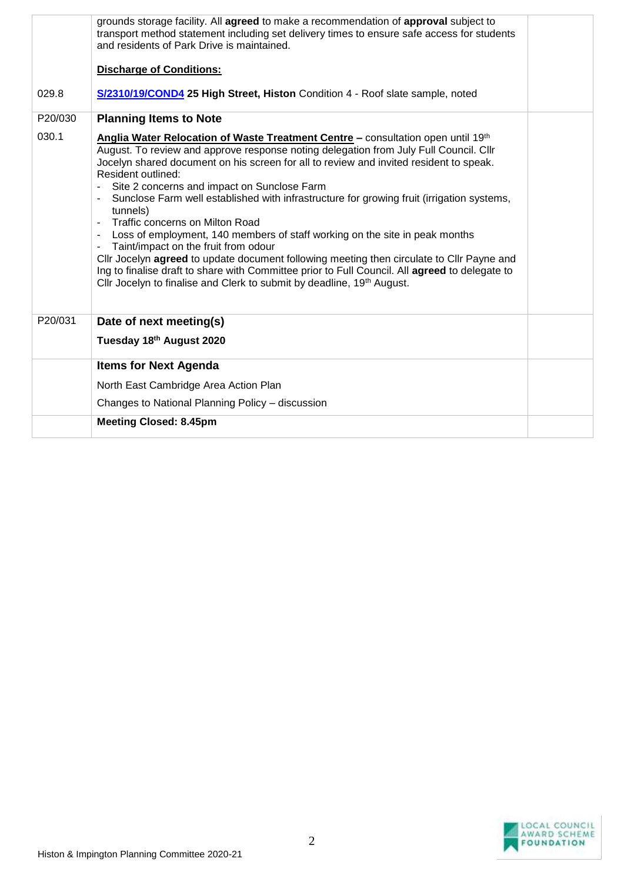| | | |
|---|---|---|
| | grounds storage facility. All **agreed** to make a recommendation of **approval** subject to transport method statement including set delivery times to ensure safe access for students and residents of Park Drive is maintained.<br><br>**Discharge of Conditions:** | |
| 029.8 | **S/2310/19/COND4 25 High Street, Histon** Condition 4 - Roof slate sample, noted | |
| P20/030 | **Planning Items to Note** | |
| 030.1 | **Anglia Water Relocation of Waste Treatment Centre –** consultation open until 19th August. To review and approve response noting delegation from July Full Council. Cllr Jocelyn shared document on his screen for all to review and invited resident to speak. Resident outlined:<br>- Site 2 concerns and impact on Sunclose Farm<br>- Sunclose Farm well established with infrastructure for growing fruit (irrigation systems, tunnels)<br>- Traffic concerns on Milton Road<br>- Loss of employment, 140 members of staff working on the site in peak months<br>- Taint/impact on the fruit from odour<br>Cllr Jocelyn **agreed** to update document following meeting then circulate to Cllr Payne and Ing to finalise draft to share with Committee prior to Full Council. All **agreed** to delegate to Cllr Jocelyn to finalise and Clerk to submit by deadline, 19th August. | |
| P20/031 | **Date of next meeting(s)**<br>**Tuesday 18th August 2020** | |
| | **Items for Next Agenda**<br>North East Cambridge Area Action Plan<br>Changes to National Planning Policy – discussion | |
| | **Meeting Closed: 8.45pm** | |